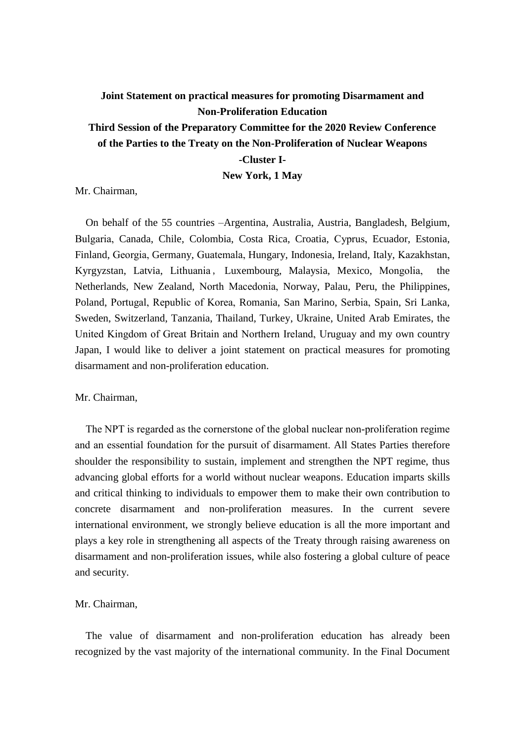**Joint Statement on practical measures for promoting Disarmament and Non-Proliferation Education**

**Third Session of the Preparatory Committee for the 2020 Review Conference of the Parties to the Treaty on the Non-Proliferation of Nuclear Weapons**

**-Cluster I-**

**New York, 1 May**

Mr. Chairman,

On behalf of the 55 countries –Argentina, Australia, Austria, Bangladesh, Belgium, Bulgaria, Canada, Chile, Colombia, Costa Rica, Croatia, Cyprus, Ecuador, Estonia, Finland, Georgia, Germany, Guatemala, Hungary, Indonesia, Ireland, Italy, Kazakhstan, Kyrgyzstan, Latvia, Lithuania, Luxembourg, Malaysia, Mexico, Mongolia, the Netherlands, New Zealand, North Macedonia, Norway, Palau, Peru, the Philippines, Poland, Portugal, Republic of Korea, Romania, San Marino, Serbia, Spain, Sri Lanka, Sweden, Switzerland, Tanzania, Thailand, Turkey, Ukraine, United Arab Emirates, the United Kingdom of Great Britain and Northern Ireland, Uruguay and my own country Japan, I would like to deliver a joint statement on practical measures for promoting disarmament and non-proliferation education.

Mr. Chairman,

The NPT is regarded as the cornerstone of the global nuclear non-proliferation regime and an essential foundation for the pursuit of disarmament. All States Parties therefore shoulder the responsibility to sustain, implement and strengthen the NPT regime, thus advancing global efforts for a world without nuclear weapons. Education imparts skills and critical thinking to individuals to empower them to make their own contribution to concrete disarmament and non-proliferation measures. In the current severe international environment, we strongly believe education is all the more important and plays a key role in strengthening all aspects of the Treaty through raising awareness on disarmament and non-proliferation issues, while also fostering a global culture of peace and security.

Mr. Chairman,

The value of disarmament and non-proliferation education has already been recognized by the vast majority of the international community. In the Final Document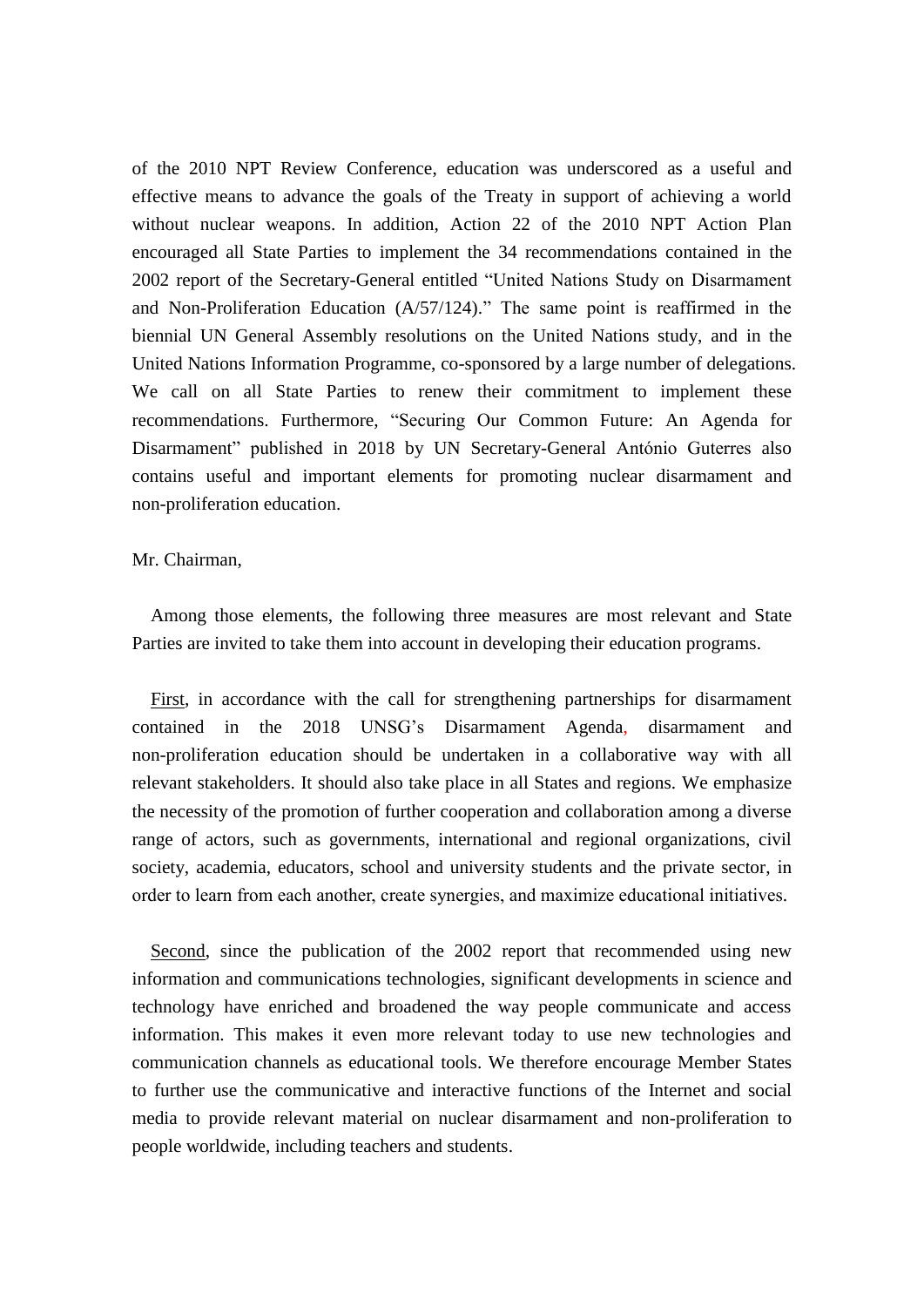of the 2010 NPT Review Conference, education was underscored as a useful and effective means to advance the goals of the Treaty in support of achieving a world without nuclear weapons. In addition, Action 22 of the 2010 NPT Action Plan encouraged all State Parties to implement the 34 recommendations contained in the 2002 report of the Secretary-General entitled "United Nations Study on Disarmament and Non-Proliferation Education (A/57/124)." The same point is reaffirmed in the biennial UN General Assembly resolutions on the United Nations study, and in the United Nations Information Programme, co-sponsored by a large number of delegations. We call on all State Parties to renew their commitment to implement these recommendations. Furthermore, "Securing Our Common Future: An Agenda for Disarmament" published in 2018 by UN Secretary-General António Guterres also contains useful and important elements for promoting nuclear disarmament and non-proliferation education.

Mr. Chairman,

Among those elements, the following three measures are most relevant and State Parties are invited to take them into account in developing their education programs.

First, in accordance with the call for strengthening partnerships for disarmament contained in the 2018 UNSG's Disarmament Agenda, disarmament and non-proliferation education should be undertaken in a collaborative way with all relevant stakeholders. It should also take place in all States and regions. We emphasize the necessity of the promotion of further cooperation and collaboration among a diverse range of actors, such as governments, international and regional organizations, civil society, academia, educators, school and university students and the private sector, in order to learn from each another, create synergies, and maximize educational initiatives.

Second, since the publication of the 2002 report that recommended using new information and communications technologies, significant developments in science and technology have enriched and broadened the way people communicate and access information. This makes it even more relevant today to use new technologies and communication channels as educational tools. We therefore encourage Member States to further use the communicative and interactive functions of the Internet and social media to provide relevant material on nuclear disarmament and non-proliferation to people worldwide, including teachers and students.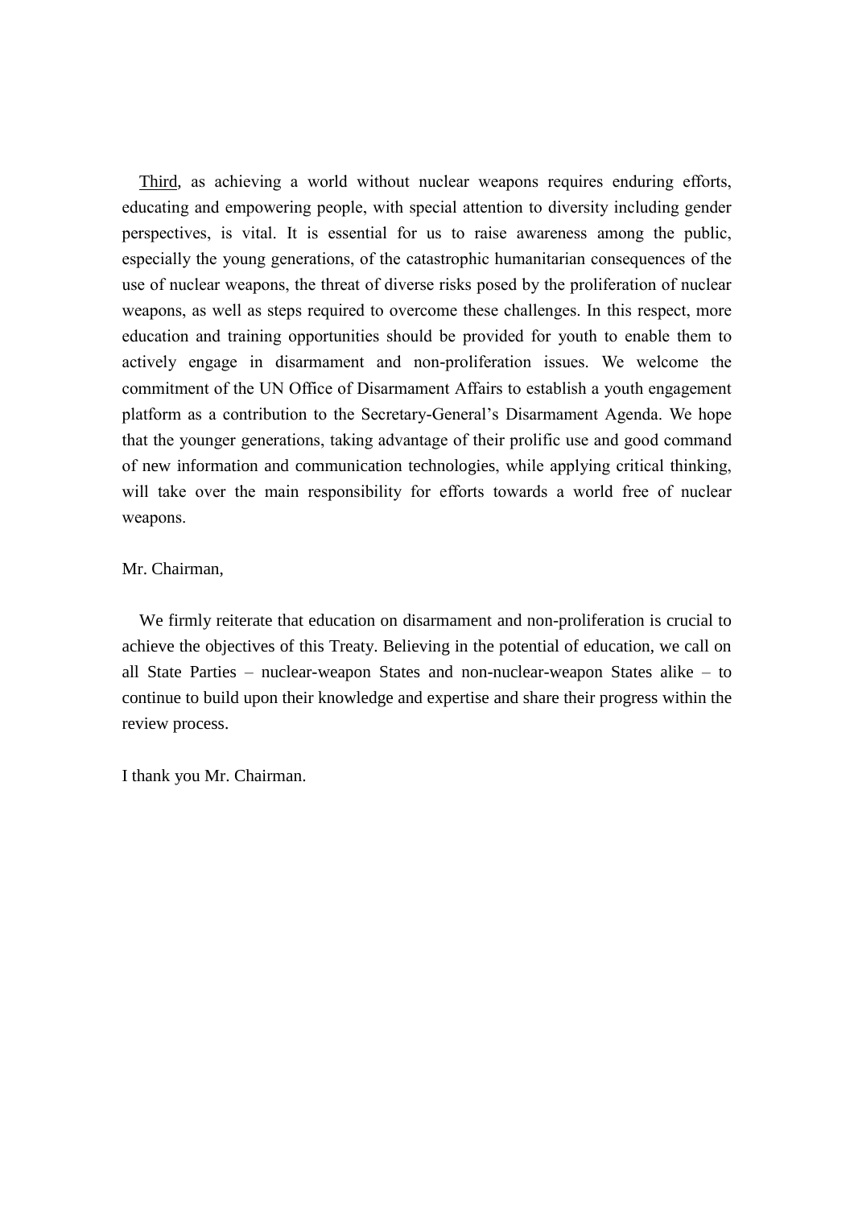<u>Third</u>, as achieving a world without nuclear weapons requires enduring efforts, educating and empowering people, with special attention to diversity including gender perspectives, is vital. It is essential for us to raise awareness among the public, especially the young generations, of the catastrophic humanitarian consequences of the use of nuclear weapons, the threat of diverse risks posed by the proliferation of nuclear weapons, as well as steps required to overcome these challenges. In this respect, more education and training opportunities should be provided for youth to enable them to actively engage in disarmament and non-proliferation issues. We welcome the commitment of the UN Office of Disarmament Affairs to establish a youth engagement platform as a contribution to the Secretary-General's Disarmament Agenda. We hope that the younger generations, taking advantage of their prolific use and good command of new information and communication technologies, while applying critical thinking, will take over the main responsibility for efforts towards a world free of nuclear weapons.

Mr. Chairman,

We firmly reiterate that education on disarmament and non-proliferation is crucial to achieve the objectives of this Treaty. Believing in the potential of education, we call on all State Parties – nuclear-weapon States and non-nuclear-weapon States alike – to continue to build upon their knowledge and expertise and share their progress within the review process.

I thank you Mr. Chairman.